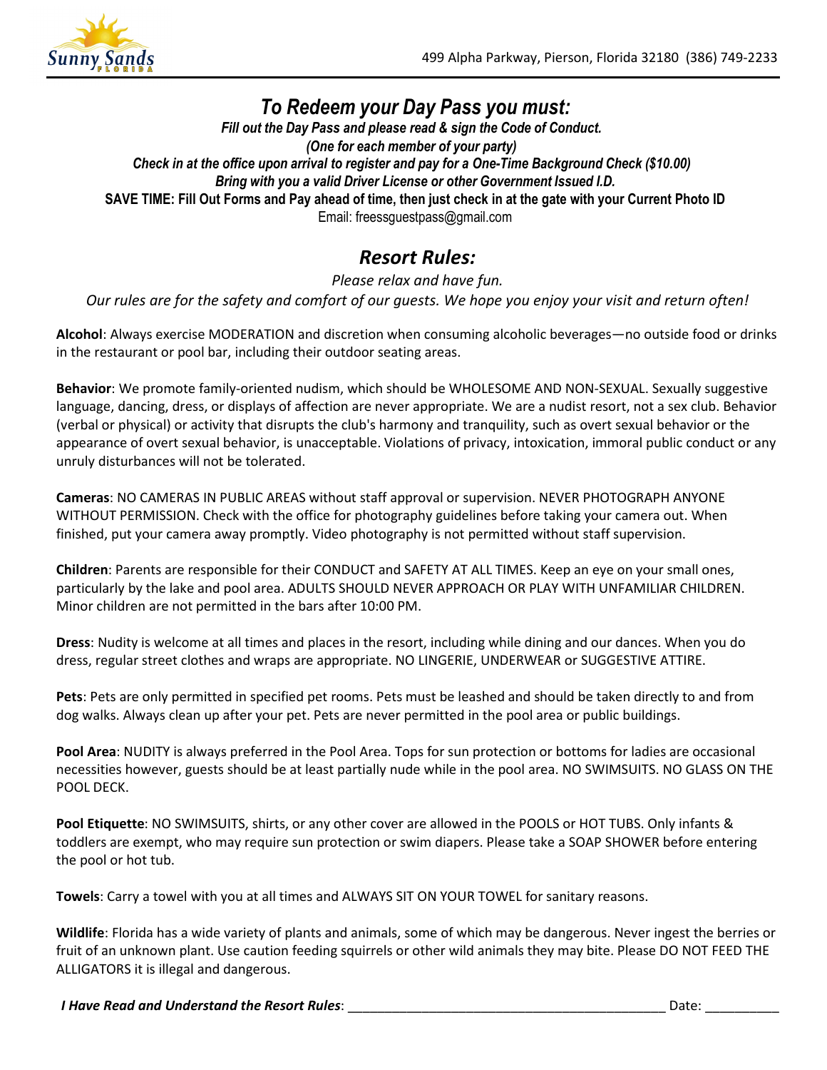Sunny Sands FLORIDA

499 Alpha Parkway, Pierson, Florida 32180 (386) 749-2233

## *To Redeem your Day Pass you must:*

***Fill out the Day Pass and please read & sign the Code of Conduct.***
***(One for each member of your party)***
***Check in at the office upon arrival to register and pay for a One-Time Background Check ($10.00)***
***Bring with you a valid Driver License or other Government Issued I.D.***
**SAVE TIME: Fill Out Forms and Pay ahead of time, then just check in at the gate with your Current Photo ID**
Email: freessguestpass@gmail.com

## *Resort Rules:*

*Please relax and have fun.*
*Our rules are for the safety and comfort of our guests. We hope you enjoy your visit and return often!*

**Alcohol**: Always exercise MODERATION and discretion when consuming alcoholic beverages—no outside food or drinks in the restaurant or pool bar, including their outdoor seating areas.

**Behavior**: We promote family-oriented nudism, which should be WHOLESOME AND NON-SEXUAL. Sexually suggestive language, dancing, dress, or displays of affection are never appropriate. We are a nudist resort, not a sex club. Behavior (verbal or physical) or activity that disrupts the club's harmony and tranquility, such as overt sexual behavior or the appearance of overt sexual behavior, is unacceptable. Violations of privacy, intoxication, immoral public conduct or any unruly disturbances will not be tolerated.

**Cameras**: NO CAMERAS IN PUBLIC AREAS without staff approval or supervision. NEVER PHOTOGRAPH ANYONE WITHOUT PERMISSION. Check with the office for photography guidelines before taking your camera out. When finished, put your camera away promptly. Video photography is not permitted without staff supervision.

**Children**: Parents are responsible for their CONDUCT and SAFETY AT ALL TIMES. Keep an eye on your small ones, particularly by the lake and pool area. ADULTS SHOULD NEVER APPROACH OR PLAY WITH UNFAMILIAR CHILDREN. Minor children are not permitted in the bars after 10:00 PM.

**Dress**: Nudity is welcome at all times and places in the resort, including while dining and our dances. When you do dress, regular street clothes and wraps are appropriate. NO LINGERIE, UNDERWEAR or SUGGESTIVE ATTIRE.

**Pets**: Pets are only permitted in specified pet rooms. Pets must be leashed and should be taken directly to and from dog walks. Always clean up after your pet. Pets are never permitted in the pool area or public buildings.

**Pool Area**: NUDITY is always preferred in the Pool Area. Tops for sun protection or bottoms for ladies are occasional necessities however, guests should be at least partially nude while in the pool area. NO SWIMSUITS. NO GLASS ON THE POOL DECK.

**Pool Etiquette**: NO SWIMSUITS, shirts, or any other cover are allowed in the POOLS or HOT TUBS. Only infants & toddlers are exempt, who may require sun protection or swim diapers. Please take a SOAP SHOWER before entering the pool or hot tub.

**Towels**: Carry a towel with you at all times and ALWAYS SIT ON YOUR TOWEL for sanitary reasons.

**Wildlife**: Florida has a wide variety of plants and animals, some of which may be dangerous. Never ingest the berries or fruit of an unknown plant. Use caution feeding squirrels or other wild animals they may bite. Please DO NOT FEED THE ALLIGATORS it is illegal and dangerous.

***I Have Read and Understand the Resort Rules***: ____________________________________________ Date: __________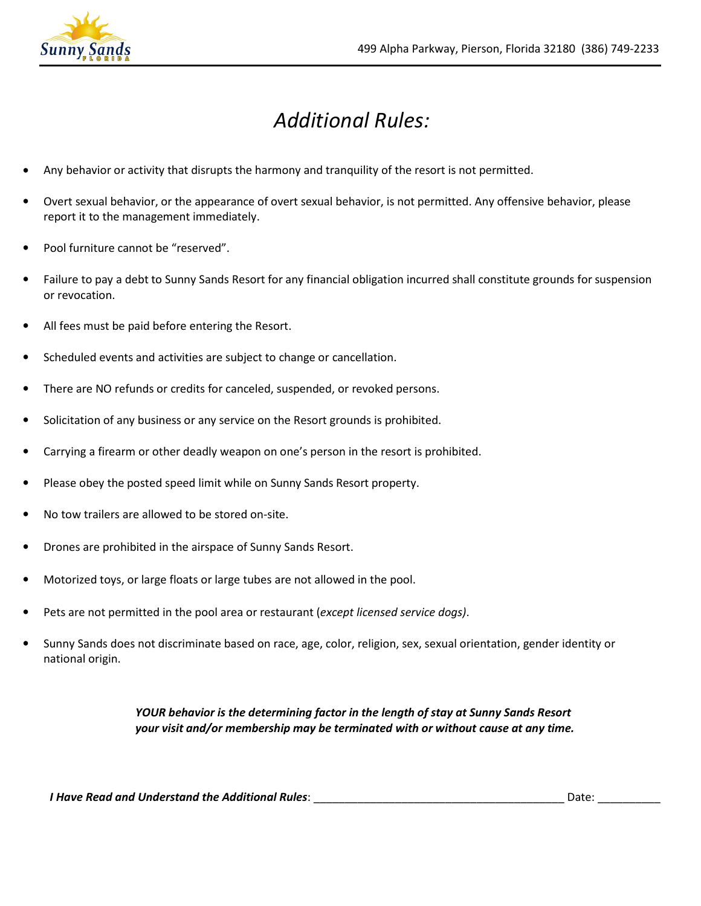# Additional Rules:

- Any behavior or activity that disrupts the harmony and tranquility of the resort is not permitted.
- Overt sexual behavior, or the appearance of overt sexual behavior, is not permitted. Any offensive behavior, please report it to the management immediately.
- Pool furniture cannot be "reserved".
- Failure to pay a debt to Sunny Sands Resort for any financial obligation incurred shall constitute grounds for suspension or revocation.
- All fees must be paid before entering the Resort.
- Scheduled events and activities are subject to change or cancellation.
- There are NO refunds or credits for canceled, suspended, or revoked persons.
- Solicitation of any business or any service on the Resort grounds is prohibited.
- Carrying a firearm or other deadly weapon on one's person in the resort is prohibited.
- Please obey the posted speed limit while on Sunny Sands Resort property.
- No tow trailers are allowed to be stored on-site.
- Drones are prohibited in the airspace of Sunny Sands Resort.
- Motorized toys, or large floats or large tubes are not allowed in the pool.
- Pets are not permitted in the pool area or restaurant (*except licensed service dogs)*.
- Sunny Sands does not discriminate based on race, age, color, religion, sex, sexual orientation, gender identity or national origin.

***YOUR behavior is the determining factor in the length of stay at Sunny Sands Resort your visit and/or membership may be terminated with or without cause at any time.***

***I Have Read and Understand the Additional Rules***: ________________________________________ Date: __________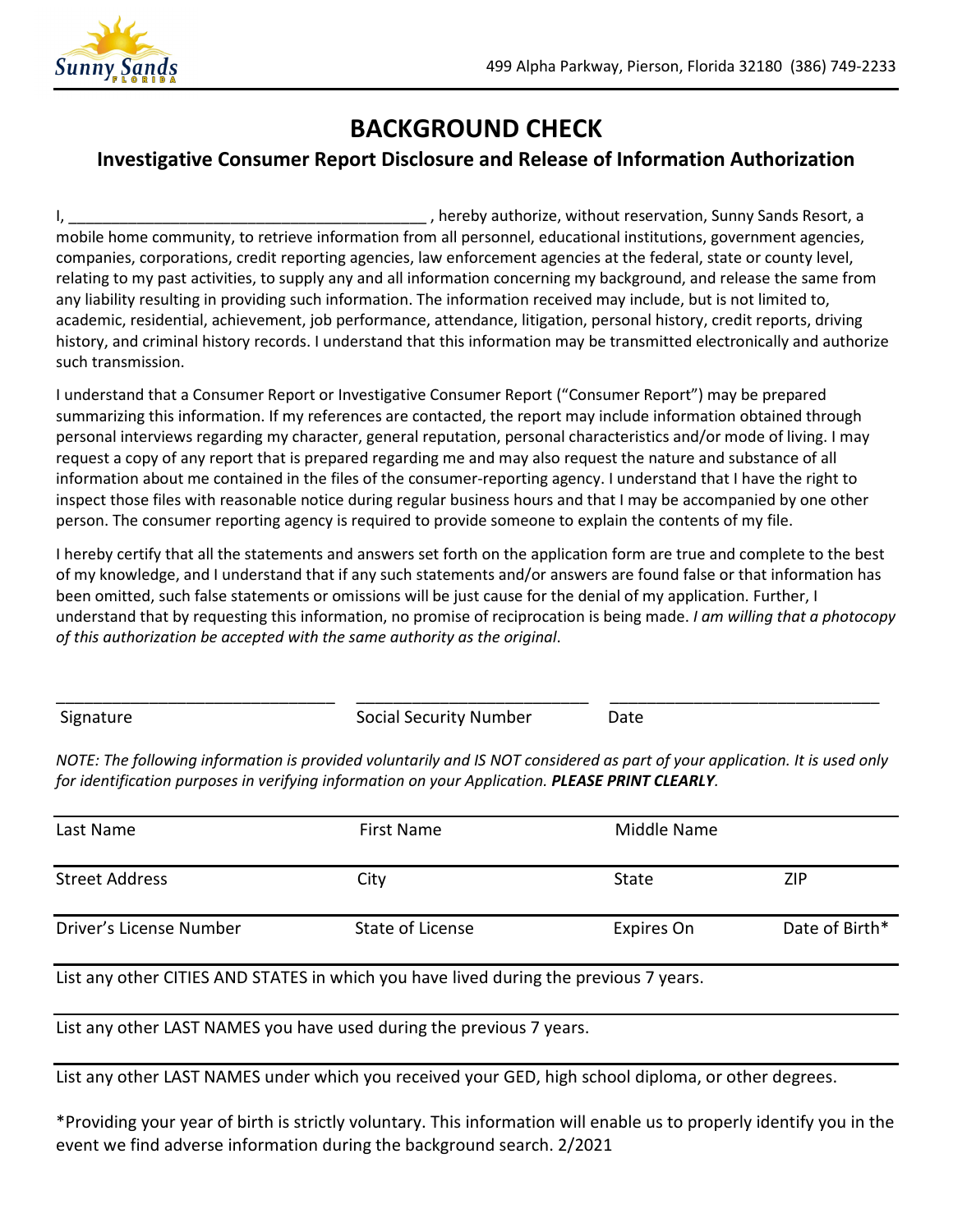Sunny Sands FLORIDA

499 Alpha Parkway, Pierson, Florida 32180 (386) 749-2233

# BACKGROUND CHECK

## Investigative Consumer Report Disclosure and Release of Information Authorization

I, ___________________________________________ , hereby authorize, without reservation, Sunny Sands Resort, a mobile home community, to retrieve information from all personnel, educational institutions, government agencies, companies, corporations, credit reporting agencies, law enforcement agencies at the federal, state or county level, relating to my past activities, to supply any and all information concerning my background, and release the same from any liability resulting in providing such information. The information received may include, but is not limited to, academic, residential, achievement, job performance, attendance, litigation, personal history, credit reports, driving history, and criminal history records. I understand that this information may be transmitted electronically and authorize such transmission.

I understand that a Consumer Report or Investigative Consumer Report ("Consumer Report") may be prepared summarizing this information. If my references are contacted, the report may include information obtained through personal interviews regarding my character, general reputation, personal characteristics and/or mode of living. I may request a copy of any report that is prepared regarding me and may also request the nature and substance of all information about me contained in the files of the consumer-reporting agency. I understand that I have the right to inspect those files with reasonable notice during regular business hours and that I may be accompanied by one other person. The consumer reporting agency is required to provide someone to explain the contents of my file.

I hereby certify that all the statements and answers set forth on the application form are true and complete to the best of my knowledge, and I understand that if any such statements and/or answers are found false or that information has been omitted, such false statements or omissions will be just cause for the denial of my application. Further, I understand that by requesting this information, no promise of reciprocation is being made. *I am willing that a photocopy of this authorization be accepted with the same authority as the original*.

_______________________________ _________________________ _____________________________

Signature Social Security Number Date

*NOTE: The following information is provided voluntarily and IS NOT considered as part of your application. It is used only for identification purposes in verifying information on your Application.* ***PLEASE PRINT CLEARLY.***

| | | | |
|---|---|---|---|
| Last Name | First Name | Middle Name | |
| Street Address | City | State | ZIP |
| Driver's License Number | State of License | Expires On | Date of Birth* |

List any other CITIES AND STATES in which you have lived during the previous 7 years.

List any other LAST NAMES you have used during the previous 7 years.

List any other LAST NAMES under which you received your GED, high school diploma, or other degrees.

*Providing your year of birth is strictly voluntary. This information will enable us to properly identify you in the event we find adverse information during the background search. 2/2021